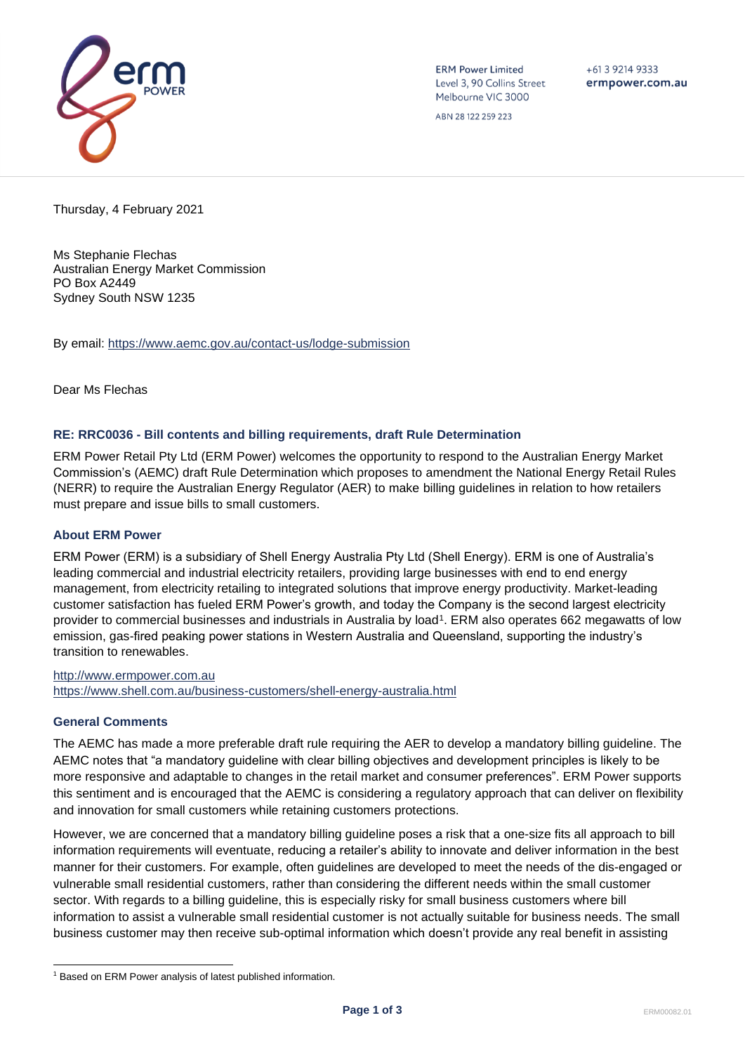ERM Power Limited
Level 3, 90 Collins Street
Melbourne VIC 3000

ABN 28 122 259 223

+61 3 9214 9333
**ermpower.com.au**

Thursday, 4 February 2021

Ms Stephanie Flechas
Australian Energy Market Commission
PO Box A2449
Sydney South NSW 1235

By email: https://www.aemc.gov.au/contact-us/lodge-submission

Dear Ms Flechas

**RE: RRC0036 - Bill contents and billing requirements, draft Rule Determination**

ERM Power Retail Pty Ltd (ERM Power) welcomes the opportunity to respond to the Australian Energy Market Commission's (AEMC) draft Rule Determination which proposes to amendment the National Energy Retail Rules (NERR) to require the Australian Energy Regulator (AER) to make billing guidelines in relation to how retailers must prepare and issue bills to small customers.

## About ERM Power

ERM Power (ERM) is a subsidiary of Shell Energy Australia Pty Ltd (Shell Energy). ERM is one of Australia's leading commercial and industrial electricity retailers, providing large businesses with end to end energy management, from electricity retailing to integrated solutions that improve energy productivity. Market-leading customer satisfaction has fueled ERM Power's growth, and today the Company is the second largest electricity provider to commercial businesses and industrials in Australia by load[1]. ERM also operates 662 megawatts of low emission, gas-fired peaking power stations in Western Australia and Queensland, supporting the industry's transition to renewables.

http://www.ermpower.com.au
https://www.shell.com.au/business-customers/shell-energy-australia.html

## General Comments

The AEMC has made a more preferable draft rule requiring the AER to develop a mandatory billing guideline. The AEMC notes that "a mandatory guideline with clear billing objectives and development principles is likely to be more responsive and adaptable to changes in the retail market and consumer preferences". ERM Power supports this sentiment and is encouraged that the AEMC is considering a regulatory approach that can deliver on flexibility and innovation for small customers while retaining customers protections.

However, we are concerned that a mandatory billing guideline poses a risk that a one-size fits all approach to bill information requirements will eventuate, reducing a retailer's ability to innovate and deliver information in the best manner for their customers. For example, often guidelines are developed to meet the needs of the dis-engaged or vulnerable small residential customers, rather than considering the different needs within the small customer sector. With regards to a billing guideline, this is especially risky for small business customers where bill information to assist a vulnerable small residential customer is not actually suitable for business needs. The small business customer may then receive sub-optimal information which doesn't provide any real benefit in assisting

[1] Based on ERM Power analysis of latest published information.

ERM00082.01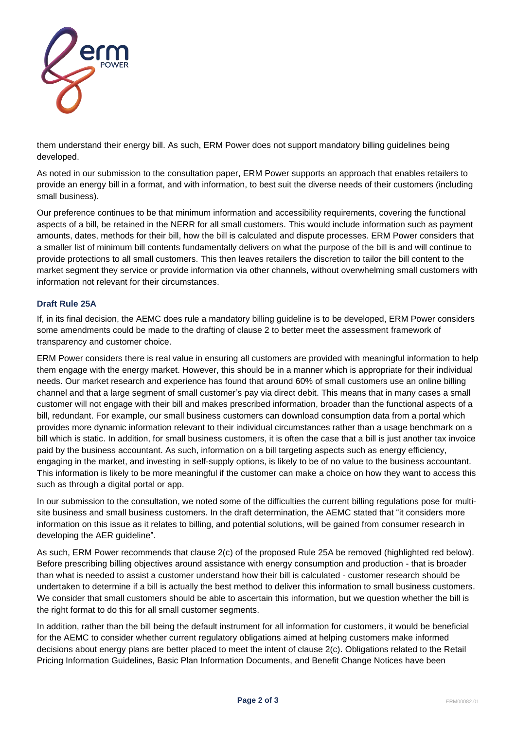them understand their energy bill. As such, ERM Power does not support mandatory billing guidelines being developed.

As noted in our submission to the consultation paper, ERM Power supports an approach that enables retailers to provide an energy bill in a format, and with information, to best suit the diverse needs of their customers (including small business).

Our preference continues to be that minimum information and accessibility requirements, covering the functional aspects of a bill, be retained in the NERR for all small customers. This would include information such as payment amounts, dates, methods for their bill, how the bill is calculated and dispute processes. ERM Power considers that a smaller list of minimum bill contents fundamentally delivers on what the purpose of the bill is and will continue to provide protections to all small customers. This then leaves retailers the discretion to tailor the bill content to the market segment they service or provide information via other channels, without overwhelming small customers with information not relevant for their circumstances.

### Draft Rule 25A

If, in its final decision, the AEMC does rule a mandatory billing guideline is to be developed, ERM Power considers some amendments could be made to the drafting of clause 2 to better meet the assessment framework of transparency and customer choice.

ERM Power considers there is real value in ensuring all customers are provided with meaningful information to help them engage with the energy market. However, this should be in a manner which is appropriate for their individual needs. Our market research and experience has found that around 60% of small customers use an online billing channel and that a large segment of small customer's pay via direct debit. This means that in many cases a small customer will not engage with their bill and makes prescribed information, broader than the functional aspects of a bill, redundant. For example, our small business customers can download consumption data from a portal which provides more dynamic information relevant to their individual circumstances rather than a usage benchmark on a bill which is static. In addition, for small business customers, it is often the case that a bill is just another tax invoice paid by the business accountant. As such, information on a bill targeting aspects such as energy efficiency, engaging in the market, and investing in self-supply options, is likely to be of no value to the business accountant. This information is likely to be more meaningful if the customer can make a choice on how they want to access this such as through a digital portal or app.

In our submission to the consultation, we noted some of the difficulties the current billing regulations pose for multi-site business and small business customers. In the draft determination, the AEMC stated that "it considers more information on this issue as it relates to billing, and potential solutions, will be gained from consumer research in developing the AER guideline".

As such, ERM Power recommends that clause 2(c) of the proposed Rule 25A be removed (highlighted red below). Before prescribing billing objectives around assistance with energy consumption and production - that is broader than what is needed to assist a customer understand how their bill is calculated - customer research should be undertaken to determine if a bill is actually the best method to deliver this information to small business customers. We consider that small customers should be able to ascertain this information, but we question whether the bill is the right format to do this for all small customer segments.

In addition, rather than the bill being the default instrument for all information for customers, it would be beneficial for the AEMC to consider whether current regulatory obligations aimed at helping customers make informed decisions about energy plans are better placed to meet the intent of clause 2(c). Obligations related to the Retail Pricing Information Guidelines, Basic Plan Information Documents, and Benefit Change Notices have been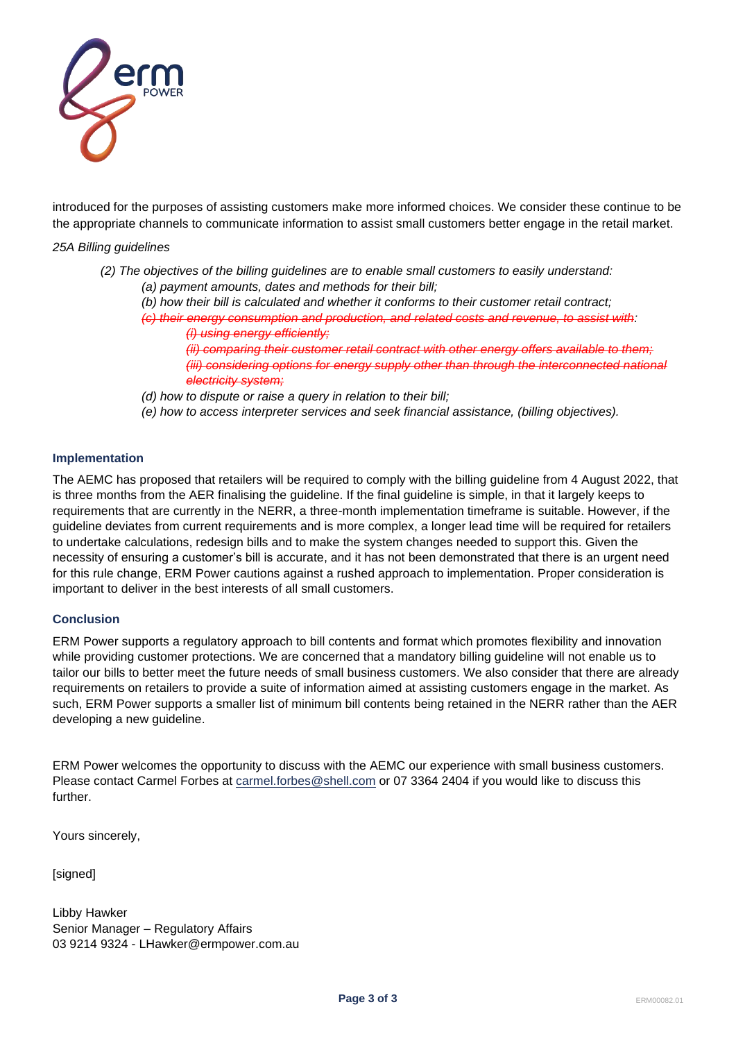introduced for the purposes of assisting customers make more informed choices. We consider these continue to be the appropriate channels to communicate information to assist small customers better engage in the retail market.

*25A Billing guidelines*

> *(2) The objectives of the billing guidelines are to enable small customers to easily understand:*
>
> *(a) payment amounts, dates and methods for their bill;*
>
> *(b) how their bill is calculated and whether it conforms to their customer retail contract;*
>
> *~~(c) their energy consumption and production, and related costs and revenue, to assist with~~:*
>
> > *~~(i) using energy efficiently;~~*
> >
> > *~~(ii) comparing their customer retail contract with other energy offers available to them;~~*
> >
> > *~~(iii) considering options for energy supply other than through the interconnected national electricity system;~~*
>
> *(d) how to dispute or raise a query in relation to their bill;*
>
> *(e) how to access interpreter services and seek financial assistance, (billing objectives).*

### Implementation

The AEMC has proposed that retailers will be required to comply with the billing guideline from 4 August 2022, that is three months from the AER finalising the guideline. If the final guideline is simple, in that it largely keeps to requirements that are currently in the NERR, a three-month implementation timeframe is suitable. However, if the guideline deviates from current requirements and is more complex, a longer lead time will be required for retailers to undertake calculations, redesign bills and to make the system changes needed to support this. Given the necessity of ensuring a customer's bill is accurate, and it has not been demonstrated that there is an urgent need for this rule change, ERM Power cautions against a rushed approach to implementation. Proper consideration is important to deliver in the best interests of all small customers.

### Conclusion

ERM Power supports a regulatory approach to bill contents and format which promotes flexibility and innovation while providing customer protections. We are concerned that a mandatory billing guideline will not enable us to tailor our bills to better meet the future needs of small business customers. We also consider that there are already requirements on retailers to provide a suite of information aimed at assisting customers engage in the market. As such, ERM Power supports a smaller list of minimum bill contents being retained in the NERR rather than the AER developing a new guideline.

ERM Power welcomes the opportunity to discuss with the AEMC our experience with small business customers. Please contact Carmel Forbes at carmel.forbes@shell.com or 07 3364 2404 if you would like to discuss this further.

Yours sincerely,

[signed]

Libby Hawker
Senior Manager – Regulatory Affairs
03 9214 9324 - LHawker@ermpower.com.au

ERM00082.01